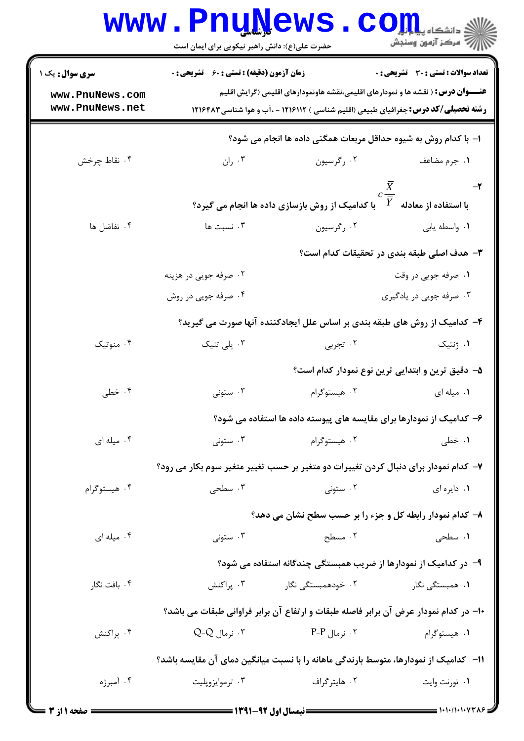**سری سوال:** یک ۱

**زمان آزمون (دقیقه) : تستی : ۶۰ تشریحی : ۰**

**تعداد سوالات : تستی : ۳۰ تشریحی : ۰**

**عنـــوان درس :** ( نقشه ها و نمودارهای اقلیمی،نقشه هاونمودارهای اقلیمی (گرایش اقلیم

**رشته تحصیلی/کد درس :** جغرافیای طبیعی (اقلیم شناسی ) ۱۲۱۶۱۱۲ - ،آب و هوا شناسی۱۲۱۶۴۸۳

۱- با کدام روش به شیوه حداقل مربعات همگنی داده ها انجام می شود؟

۱. جرم مضاعف ۲. رگرسیون ۳. ران ۴. نقاط چرخش

۲- با استفاده از معادله $c\frac{\overline{X}}{\overline{Y}}$ با کدامیک از روش بازسازی داده ها انجام می گیرد؟

۱. واسطه یابی ۲. رگرسیون ۳. نسبت ها ۴. تفاضل ها

۳- هدف اصلی طبقه بندی در تحقیقات کدام است؟

۱. صرفه جویی در وقت ۲. صرفه جویی در هزینه ۳. صرفه جویی در یادگیری ۴. صرفه جویی در روش

۴- کدامیک از روش های طبقه بندی بر اساس علل ایجادکننده آنها صورت می گیرید؟

۱. ژنتیک ۲. تجربی ۳. پلی تتیک ۴. منوتیک

۵- دقیق ترین و ابتدایی ترین نوع نمودار کدام است؟

۱. میله ای ۲. هیستوگرام ۳. ستونی ۴. خطی

۶- کدامیک از نمودارها برای مقایسه های پیوسته داده ها استفاده می شود؟

۱. خطی ۲. هیستوگرام ۳. ستونی ۴. میله ای

۷- کدام نمودار برای دنبال کردن تغییرات دو متغیر بر حسب تغییر متغیر سوم بکار می رود؟

۱. دایره ای ۲. ستونی ۳. سطحی ۴. هیستوگرام

۸- کدام نمودار رابطه کل و جزء را بر حسب سطح نشان می دهد؟

۱. سطحی ۲. مسطح ۳. ستونی ۴. میله ای

۹- در کدامیک از نمودارها از ضریب همبستگی چندگانه استفاده می شود؟

۱. همبستگی نگار ۲. خودهمبستگی نگار ۳. پراکنش ۴. بافت نگار

۱۰- در کدام نمودار عرض آن برابر فاصله طبقات و ارتفاع آن برابر فراوانی طبقات می باشد؟

۱. هیستوگرام ۲. نرمال P-P ۳. نرمال Q-Q ۴. پراکنش

۱۱- کدامیک از نمودارها، متوسط بارندگی ماهانه را با نسبت میانگین دمای آن مقایسه باشد؟

۱. تورنت وایت ۲. هایترگراف ۳. ترموایزوپلیت ۴. آمبرژه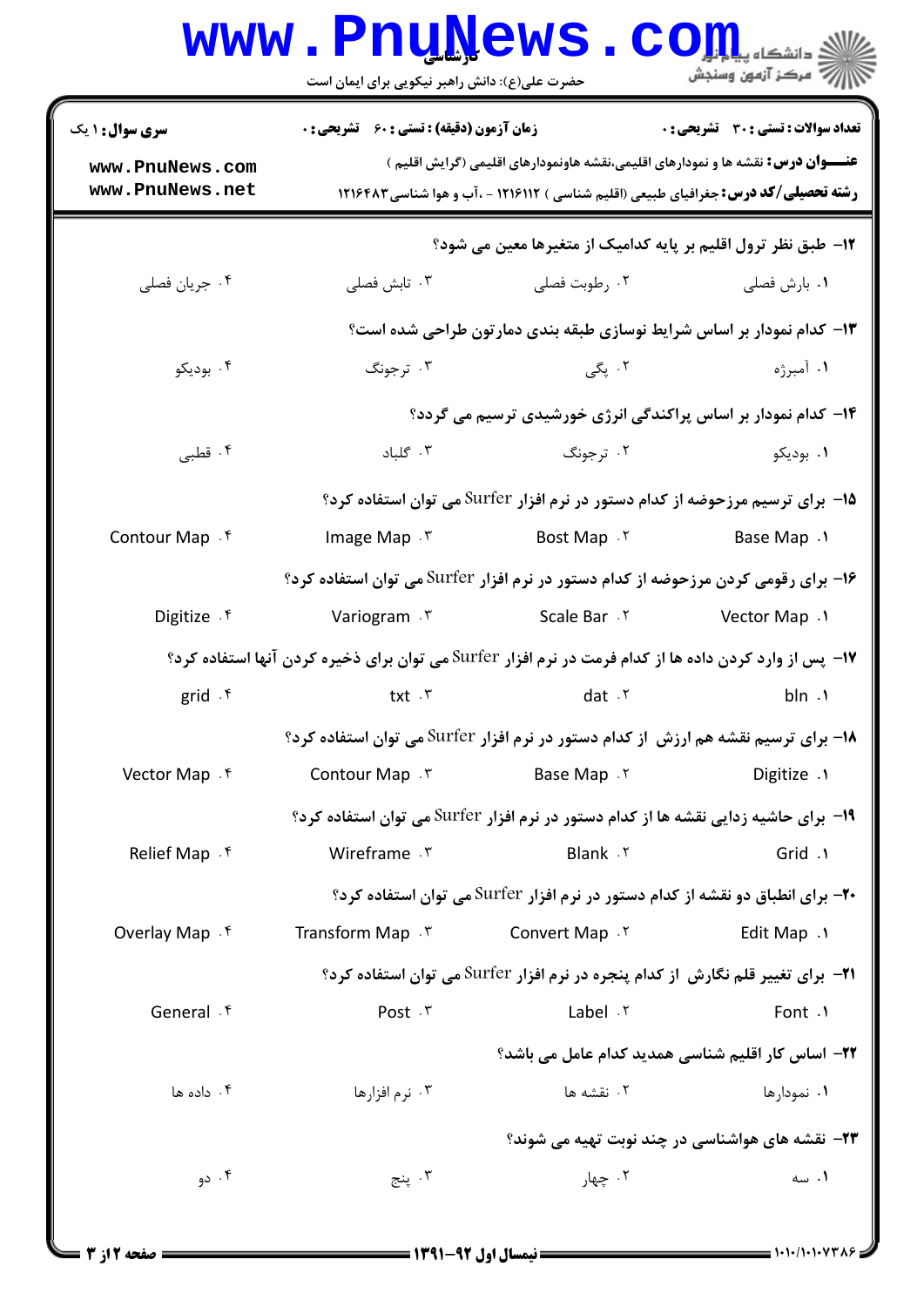**سری سوال:** ۱ یک

**زمان آزمون (دقیقه) : تستی :** ۶۰ **تشریحی :** ۰

**تعداد سوالات : تستی :** ۳۰ **تشریحی :** ۰

**عنـــوان درس:** نقشه ها و نمودارهای اقلیمی،نقشه هاونمودارهای اقلیمی (گرایش اقلیم )

**رشته تحصیلی/کد درس:** جغرافیای طبیعی (اقلیم شناسی ) ۱۲۱۶۱۱۲ - ،آب و هوا شناسی۱۲۱۶۴۸۳

۱۲- طبق نظر ترول اقلیم بر پایه کدامیک از متغیرها معین می شود؟

۱. بارش فصلی ۲. رطوبت فصلی ۳. تابش فصلی ۴. جریان فصلی

۱۳- کدام نمودار بر اساس شرایط نوسازی طبقه بندی دمارتون طراحی شده است؟

۱. آمبرژه ۲. پگی ۳. ترجونگ ۴. بودیکو

۱۴- کدام نمودار بر اساس پراکندگی انرژی خورشیدی ترسیم می گردد؟

۱. بودیکو ۲. ترجونگ ۳. گلباد ۴. قطبی

۱۵- برای ترسیم مرزحوضه از کدام دستور در نرم افزار Surfer می توان استفاده کرد؟

۱. Base Map ۲. Bost Map ۳. Image Map ۴. Contour Map

۱۶- برای رقومی کردن مرزحوضه از کدام دستور در نرم افزار Surfer می توان استفاده کرد؟

۱. Vector Map ۲. Scale Bar ۳. Variogram ۴. Digitize

۱۷- پس از وارد کردن داده ها از کدام فرمت در نرم افزار Surfer می توان برای ذخیره کردن آنها استفاده کرد؟

۱. bln ۲. dat ۳. txt ۴. grid

۱۸- برای ترسیم نقشه هم ارزش از کدام دستور در نرم افزار Surfer می توان استفاده کرد؟

۱. Digitize ۲. Base Map ۳. Contour Map ۴. Vector Map

۱۹- برای حاشیه زدایی نقشه ها از کدام دستور در نرم افزار Surfer می توان استفاده کرد؟

۱. Grid ۲. Blank ۳. Wireframe ۴. Relief Map

۲۰- برای انطباق دو نقشه از کدام دستور در نرم افزار Surfer می توان استفاده کرد؟

۱. Edit Map ۲. Convert Map ۳. Transform Map ۴. Overlay Map

۲۱- برای تغییر قلم نگارش از کدام پنجره در نرم افزار Surfer می توان استفاده کرد؟

۱. Font ۲. Label ۳. Post ۴. General

۲۲- اساس کار اقلیم شناسی همدید کدام عامل می باشد؟

۱. نمودارها ۲. نقشه ها ۳. نرم افزارها ۴. داده ها

۲۳- نقشه های هواشناسی در چند نوبت تهیه می شوند؟

۱. سه ۲. چهار ۳. پنج ۴. دو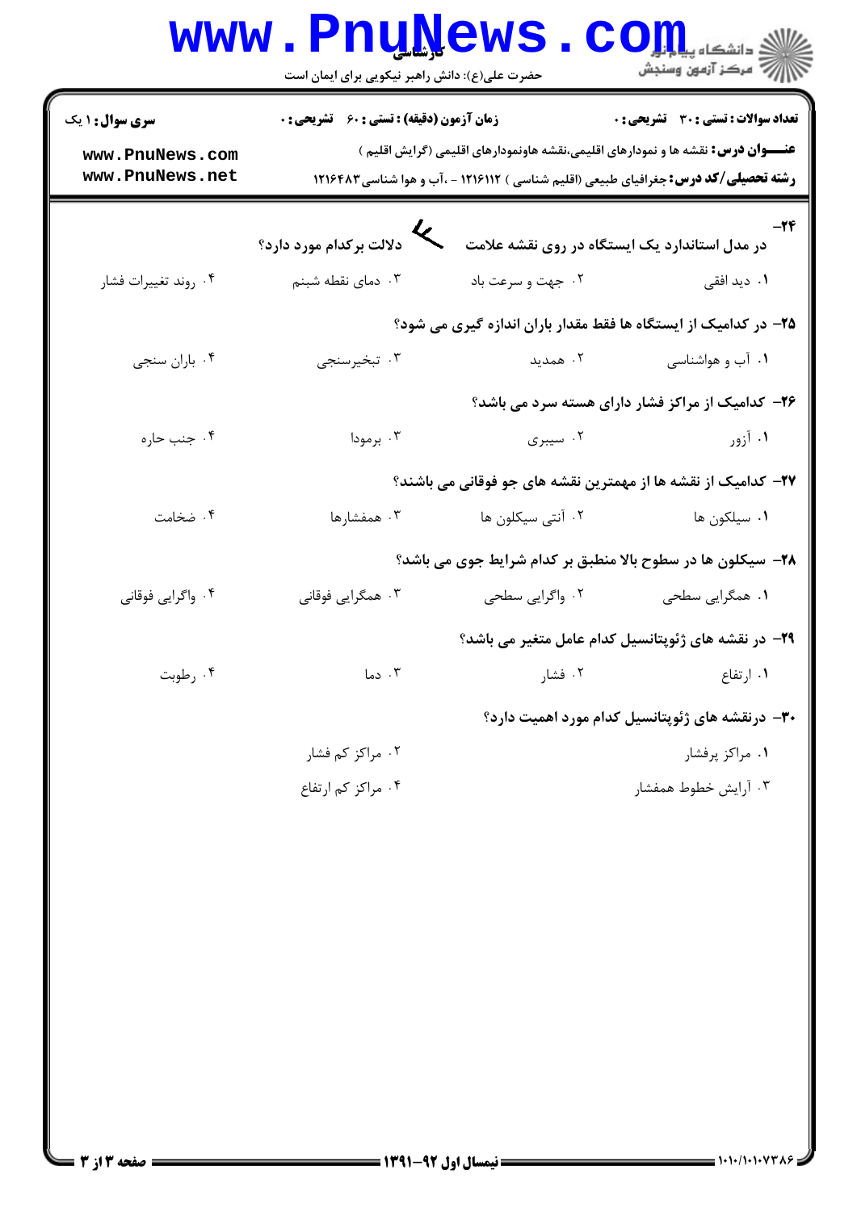**سری سوال:** ۱ یک | **زمان آزمون (دقیقه) : تستی :** ۶۰ **تشریحی :** ۰ | **تعداد سوالات : تستی :** ۳۰ **تشریحی :** ۰

**عنـــوان درس:** نقشه ها و نمودارهای اقلیمی،نقشه هاونمودارهای اقلیمی (گرایش اقلیم )

**رشته تحصیلی/کد درس:** جغرافیای طبیعی (اقلیم شناسی ) ۱۲۱۶۱۱۲ - ،آب و هوا شناسی۱۲۱۶۴۸۳

۲۴- در مدل استاندارد یک ایستگاه در روی نقشه علامت ↙ دلالت برکدام مورد دارد؟

۱. دید افقی
۲. جهت و سرعت باد
۳. دمای نقطه شبنم
۴. روند تغییرات فشار

۲۵- در کدامیک از ایستگاه ها فقط مقدار باران اندازه گیری می شود؟

۱. آب و هواشناسی
۲. همدید
۳. تبخیرسنجی
۴. باران سنجی

۲۶- کدامیک از مراکز فشار دارای هسته سرد می باشد؟

۱. آزور
۲. سیبری
۳. برمودا
۴. جنب حاره

۲۷- کدامیک از نقشه ها از مهمترین نقشه های جو فوقانی می باشند؟

۱. سیلکون ها
۲. آنتی سیکلون ها
۳. همفشارها
۴. ضخامت

۲۸- سیکلون ها در سطوح بالا منطبق بر کدام شرایط جوی می باشد؟

۱. همگرایی سطحی
۲. واگرایی سطحی
۳. همگرایی فوقانی
۴. واگرایی فوقانی

۲۹- در نقشه های ژئوپتانسیل کدام عامل متغیر می باشد؟

۱. ارتفاع
۲. فشار
۳. دما
۴. رطوبت

۳۰- درنقشه های ژئوپتانسیل کدام مورد اهمیت دارد؟

۱. مراکز پرفشار
۲. مراکز کم فشار
۳. آرایش خطوط همفشار
۴. مراکز کم ارتفاع